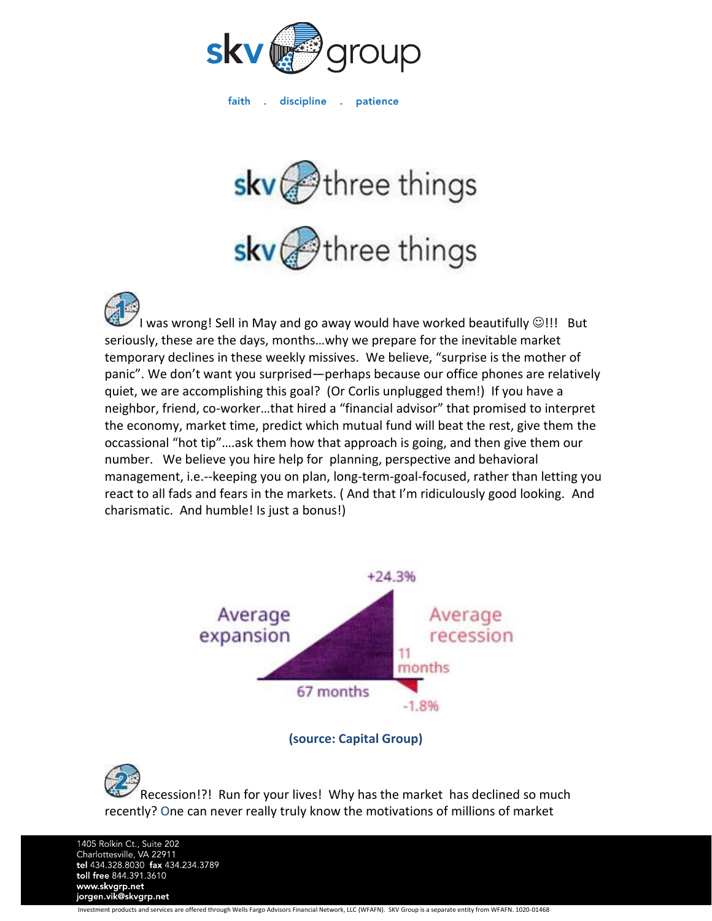# skv group

faith . discipline . patience

## skv three things

## skv three things

1. I was wrong! Sell in May and go away would have worked beautifully ☺!!! But seriously, these are the days, months…why we prepare for the inevitable market temporary declines in these weekly missives. We believe, “surprise is the mother of panic”. We don’t want you surprised—perhaps because our office phones are relatively quiet, we are accomplishing this goal? (Or Corlis unplugged them!) If you have a neighbor, friend, co-worker…that hired a “financial advisor” that promised to interpret the economy, market time, predict which mutual fund will beat the rest, give them the occassional “hot tip”….ask them how that approach is going, and then give them our number. We believe you hire help for planning, perspective and behavioral management, i.e.--keeping you on plan, long-term-goal-focused, rather than letting you react to all fads and fears in the markets. ( And that I’m ridiculously good looking. And charismatic. And humble! Is just a bonus!)

Average expansion: +24.3%, 67 months

Average recession: 11 months, -1.8%

**(source: Capital Group)**

2. Recession!?! Run for your lives! Why has the market has declined so much recently? One can never really truly know the motivations of millions of market

1405 Rolkin Ct., Suite 202
Charlottesville, VA 22911
**tel** 434.328.8030 **fax** 434.234.3789
**toll free** 844.391.3610
**www.skvgrp.net**
**jorgen.vik@skvgrp.net**

Investment products and services are offered through Wells Fargo Advisors Financial Network, LLC (WFAFN). SKV Group is a separate entity from WFAFN. 1020-01468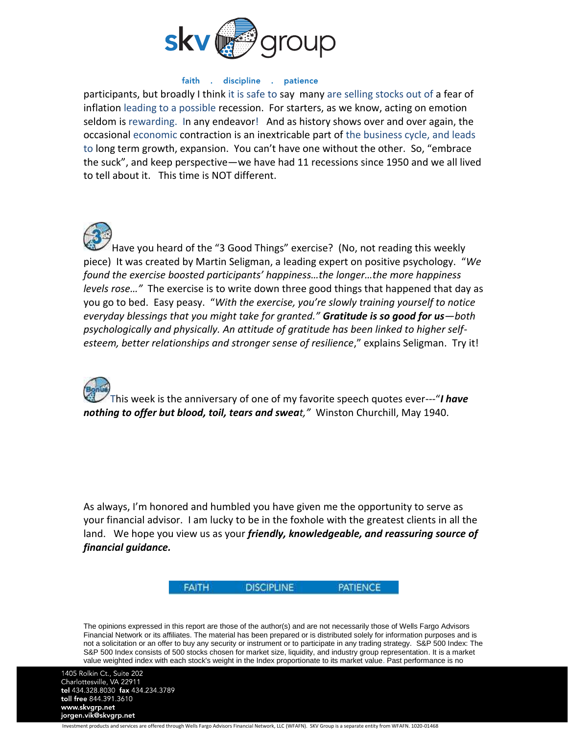participants, but broadly I think it is safe to say many are selling stocks out of a fear of inflation leading to a possible recession. For starters, as we know, acting on emotion seldom is rewarding. In any endeavor! And as history shows over and over again, the occasional economic contraction is an inextricable part of the business cycle, and leads to long term growth, expansion. You can't have one without the other. So, "embrace the suck", and keep perspective—we have had 11 recessions since 1950 and we all lived to tell about it. This time is NOT different.

Have you heard of the "3 Good Things" exercise? (No, not reading this weekly piece) It was created by Martin Seligman, a leading expert on positive psychology. "*We found the exercise boosted participants' happiness…the longer…the more happiness levels rose…"* The exercise is to write down three good things that happened that day as you go to bed. Easy peasy. "*With the exercise, you're slowly training yourself to notice everyday blessings that you might take for granted." **Gratitude is so good for us**—both psychologically and physically. An attitude of gratitude has been linked to higher self-esteem, better relationships and stronger sense of resilience*," explains Seligman. Try it!

This week is the anniversary of one of my favorite speech quotes ever---"***I have nothing to offer but blood, toil, tears and sweat,"*** Winston Churchill, May 1940.

As always, I'm honored and humbled you have given me the opportunity to serve as your financial advisor. I am lucky to be in the foxhole with the greatest clients in all the land. We hope you view us as your ***friendly, knowledgeable, and reassuring source of financial guidance.***

FAITH DISCIPLINE PATIENCE

The opinions expressed in this report are those of the author(s) and are not necessarily those of Wells Fargo Advisors Financial Network or its affiliates. The material has been prepared or is distributed solely for information purposes and is not a solicitation or an offer to buy any security or instrument or to participate in any trading strategy. S&P 500 Index: The S&P 500 Index consists of 500 stocks chosen for market size, liquidity, and industry group representation. It is a market value weighted index with each stock's weight in the Index proportionate to its market value. Past performance is no

1405 Rolkin Ct., Suite 202
Charlottesville, VA 22911
**tel** 434.328.8030 **fax** 434.234.3789
**toll free** 844.391.3610
**www.skvgrp.net**
**jorgen.vik@skvgrp.net**

Investment products and services are offered through Wells Fargo Advisors Financial Network, LLC (WFAFN). SKV Group is a separate entity from WFAFN. 1020-01468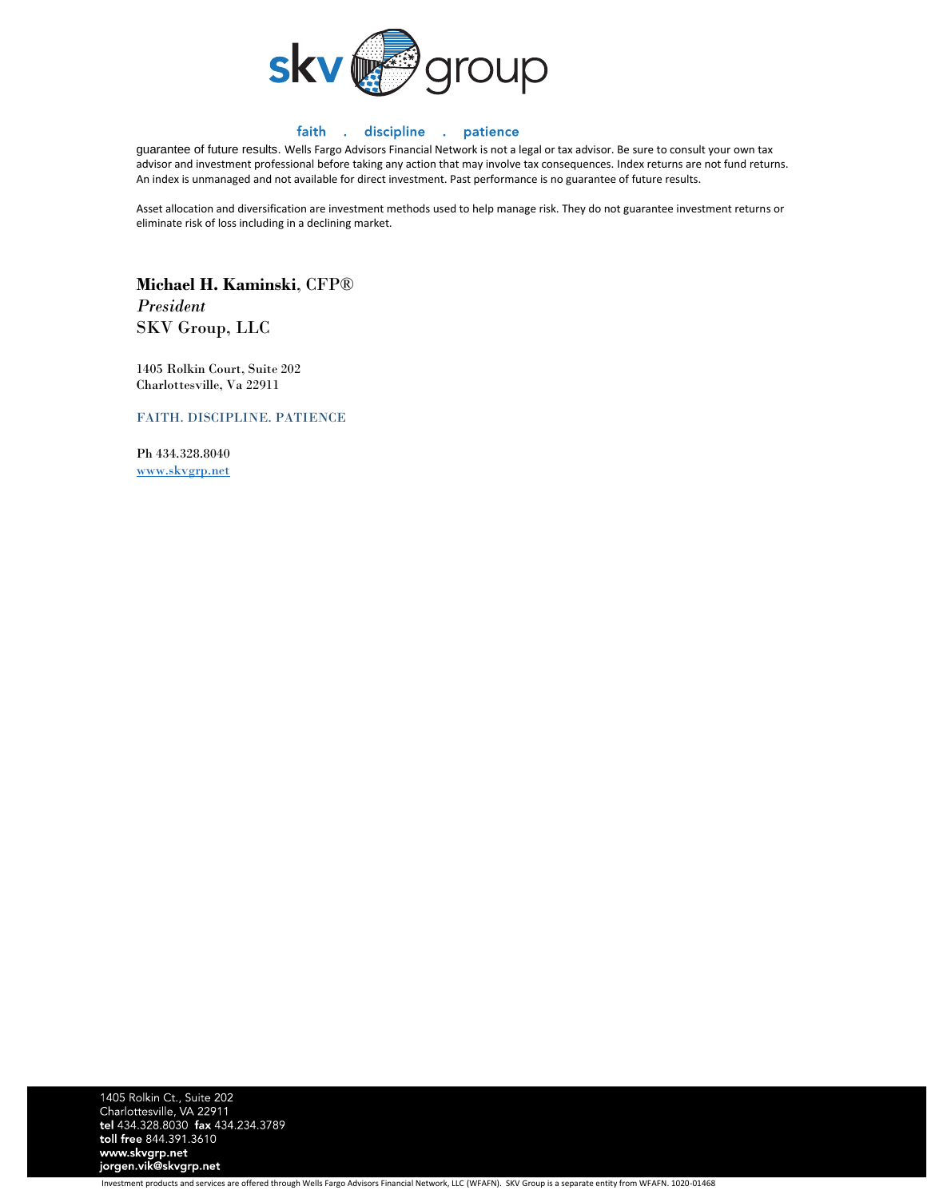guarantee of future results. Wells Fargo Advisors Financial Network is not a legal or tax advisor. Be sure to consult your own tax advisor and investment professional before taking any action that may involve tax consequences. Index returns are not fund returns. An index is unmanaged and not available for direct investment. Past performance is no guarantee of future results.

Asset allocation and diversification are investment methods used to help manage risk. They do not guarantee investment returns or eliminate risk of loss including in a declining market.

**Michael H. Kaminski**, CFP®
*President*
SKV Group, LLC

1405 Rolkin Court, Suite 202
Charlottesville, Va 22911

FAITH. DISCIPLINE. PATIENCE

Ph 434.328.8040
www.skvgrp.net

1405 Rolkin Ct., Suite 202
Charlottesville, VA 22911
**tel** 434.328.8030 **fax** 434.234.3789
**toll free** 844.391.3610
**www.skvgrp.net**
**jorgen.vik@skvgrp.net**

Investment products and services are offered through Wells Fargo Advisors Financial Network, LLC (WFAFN). SKV Group is a separate entity from WFAFN. 1020-01468